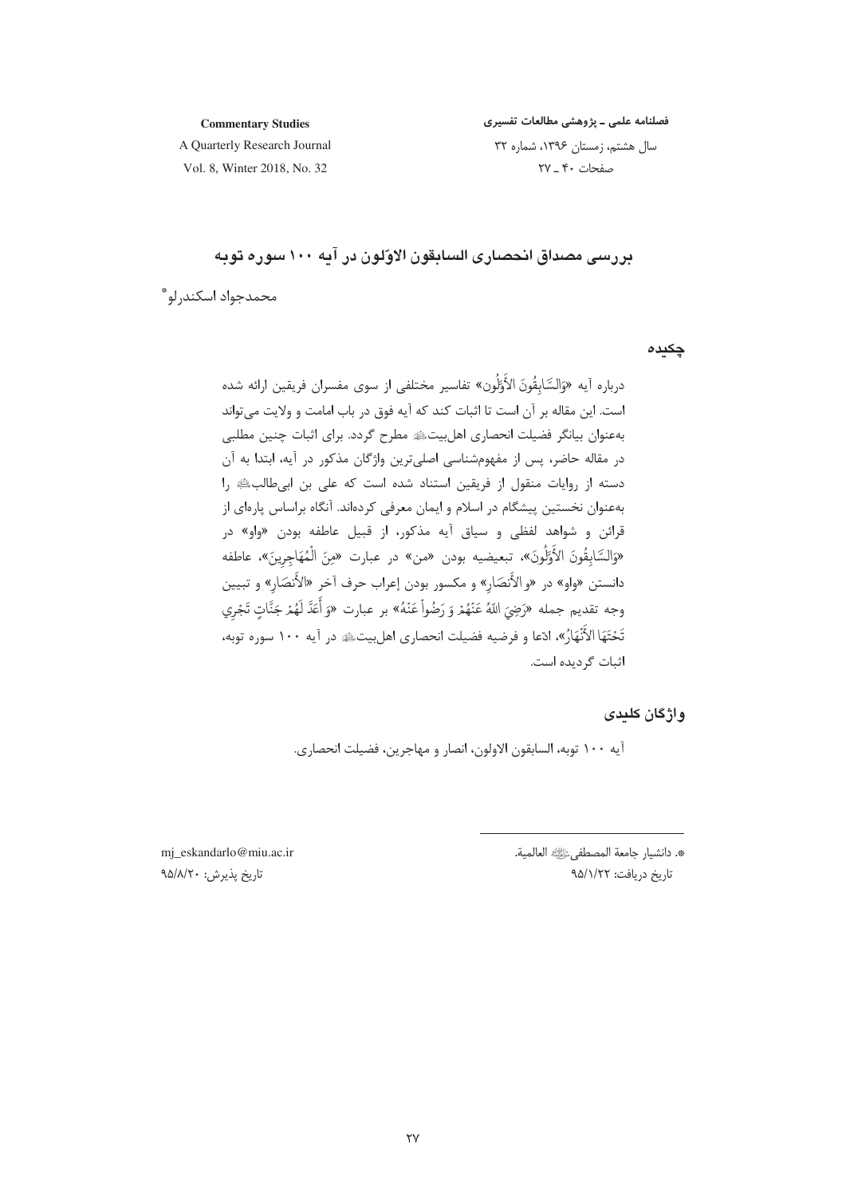# بررسی مصداق انحصاری السابقون الاوّلون در آیه ۱۰۰ سوره توبه

محمدجواد اسکندرلو*

## چکیده

درباره آیه «وَالسَّابِقُونَ الأَوَّلُون» تفاسیر مختلفی از سوی مفسران فریقین ارائه شده است. این مقاله بر آن است تا اثبات کند که آیه فوق در باب امامت و ولایت می‌تواند به‌عنوان بیانگر فضیلت انحصاری اهل‌بیت علیهم‌السلام مطرح گردد. برای اثبات چنین مطلبی در مقاله حاضر، پس از مفهوم‌شناسی اصلی‌ترین واژگان مذکور در آیه، ابتدا به آن دسته از روایات منقول از فریقین استناد شده است که علی بن ابی‌طالب علیه‌السلام را به‌عنوان نخستین پیشگام در اسلام و ایمان معرفی کرده‌اند. آنگاه براساس پاره‌ای از قرائن و شواهد لفظی و سیاق آیه مذکور، از قبیل عاطفه بودن «واو» در «وَالسَّابِقُونَ الأَوَّلُونَ»، تبعیضیه بودن «من» در عبارت «مِنَ الْمُهَاجِرِينَ»، عاطفه دانستن «واو» در «و الأَنصَارِ» و مکسور بودن إعراب حرف آخر «الأَنصَارِ» و تبیین وجه تقدیم جمله «رَضِيَ اللهُ عَنْهُمْ وَ رَضُواْ عَنْهُ» بر عبارت «وَ أَعَدَّ لَهُمْ جَنَّاتٍ تَجْرِي تَحْتَهَا الأَنْهَارُ»، ادّعا و فرضیه فضیلت انحصاری اهل‌بیت علیهم‌السلام در آیه ۱۰۰ سوره توبه، اثبات گردیده است.

## واژگان کلیدی

آیه ۱۰۰ توبه، السابقون الاولون، انصار و مهاجرین، فضیلت انحصاری.

---

*. دانشیار جامعة المصطفی صلی‌الله‌علیه‌وآله العالمیة.

mj_eskandarlo@miu.ac.ir

تاریخ دریافت: ۹۵/۱/۲۲

تاریخ پذیرش: ۹۵/۸/۲۰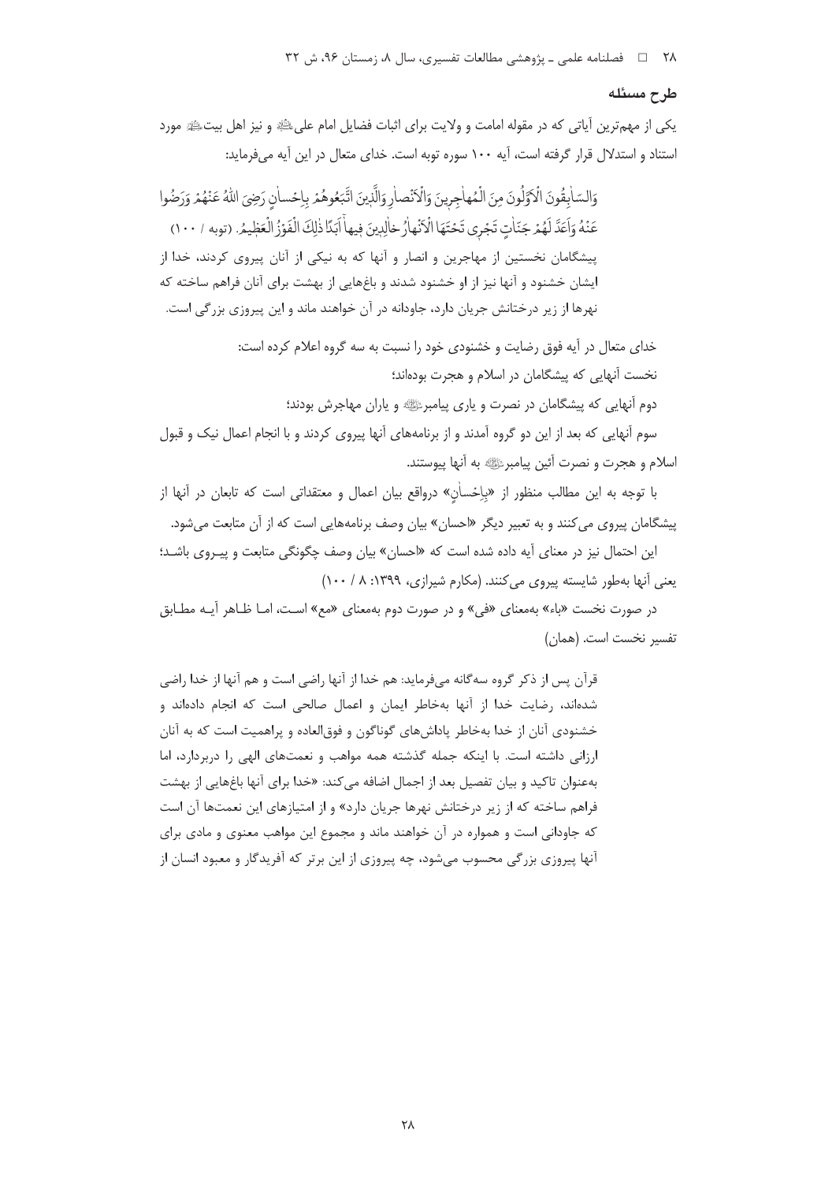## طرح مسئله

یکی از مهم‌ترین آیاتی که در مقوله امامت و ولایت برای اثبات فضایل امام علی‌ؑ و نیز اهل بیت‌ؑ مورد استناد و استدلال قرار گرفته است، آیه ۱۰۰ سوره توبه است. خدای متعال در این آیه می‌فرماید:

> وَالسّابِقُونَ الْاَوَّلُونَ مِنَ الْمُهاجِرِینَ وَالْاَنْصارِ وَالَّذِینَ اتَّبَعُوهُمْ بِإِحْسانٍ رَضِیَ اللهُ عَنْهُمْ وَرَضُوا عَنْهُ وَاَعَدَّ لَهُمْ جَنّاتٍ تَجْرِی تَحْتَهَا الْاَنْهارُ خالِدِینَ فِیها اَبَدًا ذٰلِکَ الْفَوْزُ الْعَظِیمُ. (توبه / ۱۰۰)
> پیشگامان نخستین از مهاجرین و انصار و آنها که به نیکی از آنان پیروی کردند، خدا از ایشان خشنود و آنها نیز از او خشنود شدند و باغ‌هایی از بهشت برای آنان فراهم ساخته که نهرها از زیر درختانش جریان دارد، جاودانه در آن خواهند ماند و این پیروزی بزرگی است.

خدای متعال در آیه فوق رضایت و خشنودی خود را نسبت به سه گروه اعلام کرده است:

نخست آنهایی که پیشگامان در اسلام و هجرت بوده‌اند؛

دوم آنهایی که پیشگامان در نصرت و یاری پیامبرﷺ و یاران مهاجرش بودند؛

سوم آنهایی که بعد از این دو گروه آمدند و از برنامه‌های آنها پیروی کردند و با انجام اعمال نیک و قبول اسلام و هجرت و نصرت آئین پیامبرﷺ به آنها پیوستند.

با توجه به این مطالب منظور از «بِإِحْسانٍ» درواقع بیان اعمال و معتقداتی است که تابعان در آنها از پیشگامان پیروی می‌کنند و به تعبیر دیگر «احسان» بیان وصف برنامه‌هایی است که از آن متابعت می‌شود.

این احتمال نیز در معنای آیه داده شده است که «احسان» بیان وصف چگونگی متابعت و پیروی باشد؛ یعنی آنها به‌طور شایسته پیروی می‌کنند. (مکارم شیرازی، ۱۳۹۹: ۸ / ۱۰۰)

در صورت نخست «باء» به‌معنای «فی» و در صورت دوم به‌معنای «مع» است، اما ظاهر آیه مطابق تفسیر نخست است. (همان)

> قرآن پس از ذکر گروه سه‌گانه می‌فرماید: هم خدا از آنها راضی است و هم آنها از خدا راضی شده‌اند، رضایت خدا از آنها به‌خاطر ایمان و اعمال صالحی است که انجام داده‌اند و خشنودی آنان از خدا به‌خاطر پاداش‌های گوناگون و فوق‌العاده و پراهمیت است که به آنان ارزانی داشته است. با اینکه جمله گذشته همه مواهب و نعمت‌های الهی را دربردارد، اما به‌عنوان تاکید و بیان تفصیل بعد از اجمال اضافه می‌کند: «خدا برای آنها باغ‌هایی از بهشت فراهم ساخته که از زیر درختانش نهرها جریان دارد» و از امتیازهای این نعمت‌ها آن است که جاودانی است و همواره در آن خواهند ماند و مجموع این مواهب معنوی و مادی برای آنها پیروزی بزرگی محسوب می‌شود، چه پیروزی از این برتر که آفریدگار و معبود انسان از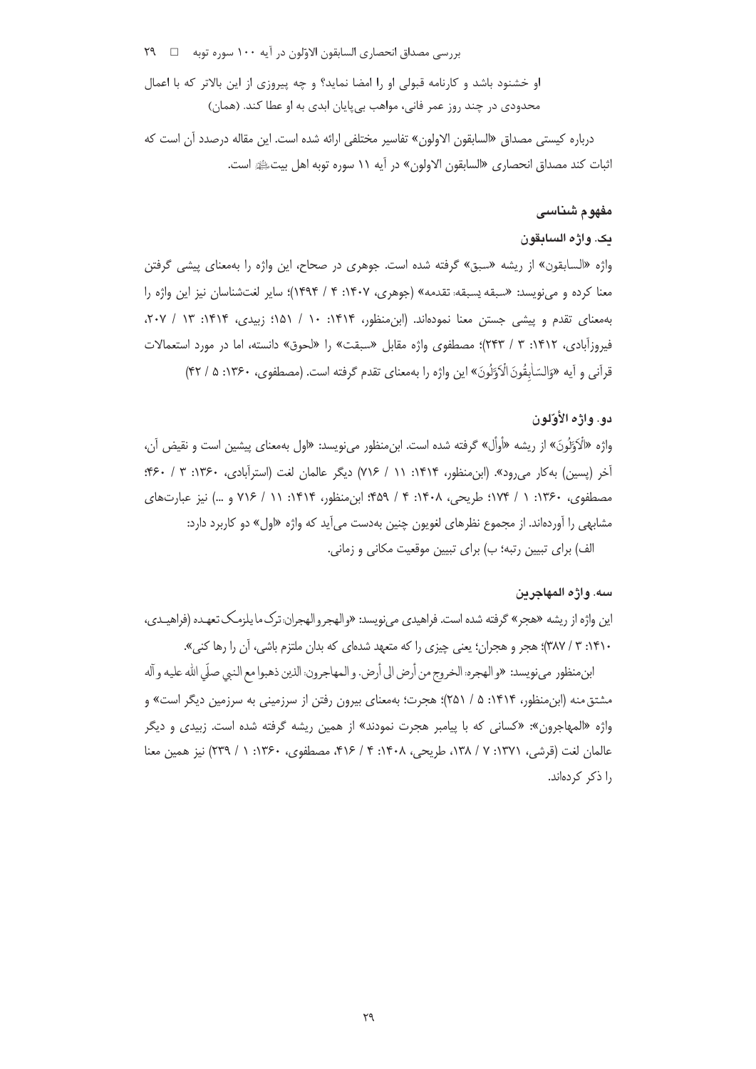او خشنود باشد و کارنامه قبولی او را امضا نماید؟ و چه پیروزی از این بالاتر که با اعمال محدودی در چند روز عمر فانی، مواهب بی‌پایان ابدی به او عطا کند. (همان)

درباره کیستی مصداق «السابقون الاولون» تفاسیر مختلفی ارائه شده است. این مقاله درصدد آن است که اثبات کند مصداق انحصاری «السابقون الاولون» در آیه ۱۱ سوره توبه اهل بیت﷨ است.

## مفهوم شناسی

### یک. واژه السابقون

واژه «السابقون» از ریشه «سبق» گرفته شده است. جوهری در صحاح، این واژه را به‌معنای پیشی گرفتن معنا کرده و می‌نویسد: «سبقه یسبقه: تقدمه» (جوهری، ۱۴۰۷: ۴ / ۱۴۹۴)؛ سایر لغت‌شناسان نیز این واژه را به‌معنای تقدم و پیشی جستن معنا نموده‌اند. (ابن‌منظور، ۱۴۱۴: ۱۰ / ۱۵۱؛ زبیدی، ۱۴۱۴: ۱۳ / ۲۰۷، فیروزآبادی، ۱۴۱۲: ۳ / ۲۴۳)؛ مصطفوی واژه مقابل «سبقت» را «لحوق» دانسته، اما در مورد استعمالات قرآنی و آیه «وَالسّابِقُونَ الْأَوَّلُونَ» این واژه را به‌معنای تقدم گرفته است. (مصطفوی، ۱۳۶۰: ۵ / ۴۲)

### دو. واژه الأوّلون

واژه «الْأَوَّلُونَ» از ریشه «أول» گرفته شده است. ابن‌منظور می‌نویسد: «اول به‌معنای پیشین است و نقیض آن، آخر (پسین) به‌کار می‌رود». (ابن‌منظور، ۱۴۱۴: ۱۱ / ۷۱۶) دیگر عالمان لغت (استرآبادی، ۱۳۶۰: ۳ / ۴۶۰؛ مصطفوی، ۱۳۶۰: ۱ / ۱۷۴؛ طریحی، ۱۴۰۸: ۴ / ۴۵۹؛ ابن‌منظور، ۱۴۱۴: ۱۱ / ۷۱۶ و ...) نیز عبارت‌های مشابهی را آورده‌اند. از مجموع نظرهای لغویون چنین به‌دست می‌آید که واژه «اول» دو کاربرد دارد:

الف) برای تبیین رتبه؛ ب) برای تبیین موقعیت مکانی و زمانی.

### سه. واژه المهاجرین

این واژه از ریشه «هجر» گرفته شده است. فراهیدی می‌نویسد: «والهجر والهجران: ترک ما یلزمک تعهده (فراهیدی، ۱۴۱۰: ۳ / ۳۸۷)؛ هجر و هجران؛ یعنی چیزی را که متعهد شده‌ای که بدان ملتزم باشی، آن را رها کنی».

ابن‌منظور می‌نویسد: «و الهجرة: الخروج من أرض الی أرض. و المهاجرون: الذين ذهبوا مع النبي صلّى الله عليه وآله مشتق منه (ابن‌منظور، ۱۴۱۴: ۵ / ۲۵۱)؛ هجرت؛ به‌معنای بیرون رفتن از سرزمینی به سرزمین دیگر است» و واژه «المهاجرون»: «کسانی که با پیامبر هجرت نمودند» از همین ریشه گرفته شده است. زبیدی و دیگر عالمان لغت (قرشی، ۱۳۷۱: ۷ / ۱۳۸، طریحی، ۱۴۰۸: ۴ / ۴۱۶، مصطفوی، ۱۳۶۰: ۱ / ۲۳۹) نیز همین معنا را ذکر کرده‌اند.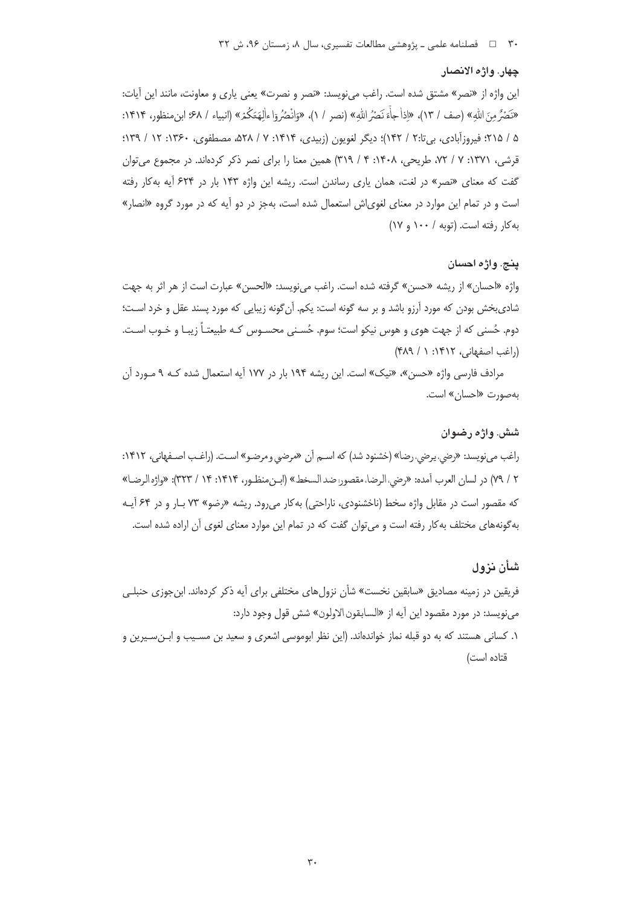### چهار. واژه الانصار

این واژه از «نصر» مشتق شده است. راغب می‌نویسد: «نصر و نصرت» یعنی یاری و معاونت، مانند این آیات: «نَصْرٌ مِنَ اللّهِ» (صف / ۱۳)، «اِذا جاءَ نَصْرُ اللّهِ» (نصر / ۱)، «وَانْصُرُوا ءالِهَتَكُمْ» (انبیاء / ۶۸؛ ابن‌منظور، ۱۴۱۴: ۵ / ۲۱۵؛ فیروزآبادی، بی‌تا:۲ / ۱۴۲)؛ دیگر لغویون (زبیدی، ۱۴۱۴: ۷ / ۵۲۸، مصطفوی، ۱۳۶۰: ۱۲ / ۱۳۹؛ قرشی، ۱۳۷۱: ۷ / ۷۲، طریحی، ۱۴۰۸: ۴ / ۳۱۹) همین معنا را برای نصر ذکر کرده‌اند. در مجموع می‌توان گفت که معنای «نصر» در لغت، همان یاری رساندن است. ریشه این واژه ۱۴۳ بار در ۶۲۴ آیه به‌کار رفته است و در تمام این موارد در معنای لغوی‌اش استعمال شده است، به‌جز در دو آیه که در مورد گروه «انصار» به‌کار رفته است. (توبه / ۱۰۰ و ۱۷)

### پنج. واژه احسان

واژه «احسان» از ریشه «حسن» گرفته شده است. راغب می‌نویسد: «الحسن» عبارت است از هر اثر به جهت شادی‌بخش بودن که مورد آرزو باشد و بر سه گونه است: یکم. آن‌گونه زیبایی که مورد پسند عقل و خرد است؛ دوم. حُسنی که از جهت هوی و هوس نیکو است؛ سوم. حُسنی محسوس که طبیعتاً زیبا و خوب است. (راغب اصفهانی، ۱۴۱۲: ۱ / ۴۸۹)

مرادف فارسی واژه «حسن»، «نیک» است. این ریشه ۱۹۴ بار در ۱۷۷ آیه استعمال شده که ۹ مورد آن به‌صورت «احسان» است.

### شش. واژه رضوان

راغب می‌نویسد: «رضي، يرضي، رضا» (خشنود شد) که اسم آن «مرضي و مرضو» است. (راغب اصفهانی، ۱۴۱۲: ۲ / ۷۹) در لسان العرب آمده: «رضي، الرضا، مقصور: ضد السخط» (ابن‌منظور، ۱۴۱۴: ۱۴ / ۳۲۳): «واژه الرضا» که مقصور است در مقابل واژه سخط (ناخشنودی، ناراحتی) به‌کار می‌رود. ریشه «رضو» ۷۳ بار و در ۶۴ آیه به‌گونه‌های مختلف به‌کار رفته است و می‌توان گفت که در تمام این موارد معنای لغوی آن اراده شده است.

## شأن نزول

فریقین در زمینه مصادیق «سابقین نخست» شأن نزول‌های مختلفی برای آیه ذکر کرده‌اند. ابن‌جوزی حنبلی می‌نویسد: در مورد مقصود این آیه از «السابقون الاولون» شش قول وجود دارد:

۱. کسانی هستند که به دو قبله نماز خوانده‌اند. (این نظر ابوموسی اشعری و سعید بن مسیب و ابن‌سیرین و قتاده است)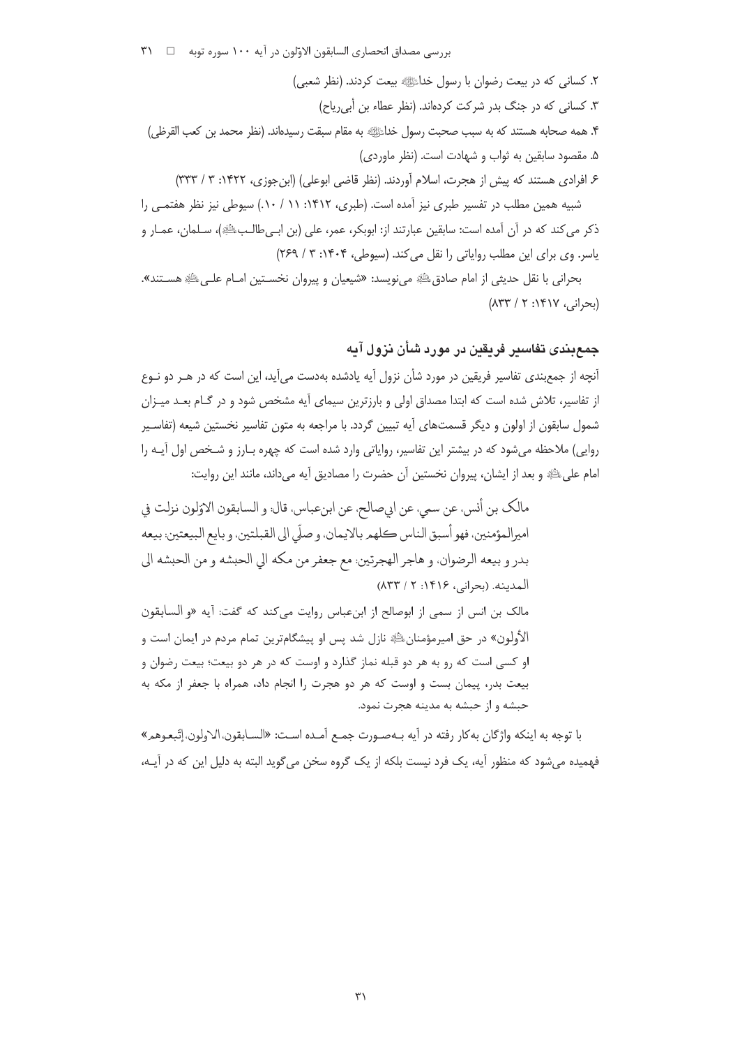۲. کسانی که در بیعت رضوان با رسول خداﷺ بیعت کردند. (نظر شعبی)

۳. کسانی که در جنگ بدر شرکت کرده‌اند. (نظر عطاء بن أبی‌رباح)

۴. همه صحابه هستند که به سبب صحبت رسول خداﷺ به مقام سبقت رسیده‌اند. (نظر محمد بن کعب القرظی)

۵. مقصود سابقین به ثواب و شهادت است. (نظر ماوردی)

۶. افرادی هستند که پیش از هجرت، اسلام آوردند. (نظر قاضی ابوعلی) (ابن‌جوزی، ۱۴۲۲: ۳ / ۳۳۳)

شبیه همین مطلب در تفسیر طبری نیز آمده است. (طبری، ۱۴۱۲: ۱۱ / ۱۰.) سیوطی نیز نظر هفتمی را ذکر می‌کند که در آن آمده است: سابقین عبارتند از: ابوبکر، عمر، علی (بن ابی‌طالب‌ﷺ)، سلمان، عمار و یاسر. وی برای این مطلب روایاتی را نقل می‌کند. (سیوطی، ۱۴۰۴: ۳ / ۲۶۹)

بحرانی با نقل حدیثی از امام صادقﷺ می‌نویسد: «شیعیان و پیروان نخستین امام علیﷺ هستند». (بحرانی، ۱۴۱۷: ۲ / ۸۳۳)

## جمع‌بندی تفاسیر فریقین در مورد شأن نزول آیه

آنچه از جمع‌بندی تفاسیر فریقین در مورد شأن نزول آیه یادشده به‌دست می‌آید، این است که در هر دو نوع از تفاسیر، تلاش شده است که ابتدا مصداق اولی و بارزترین سیمای آیه مشخص شود و در گام بعد میزان شمول سابقون از اولون و دیگر قسمت‌های آیه تبیین گردد. با مراجعه به متون تفاسیر نخستین شیعه (تفاسیر روایی) ملاحظه می‌شود که در بیشتر این تفاسیر، روایاتی وارد شده است که چهره بارز و شخص اول آیه را امام علیﷺ و بعد از ایشان، پیروان نخستین آن حضرت را مصادیق آیه می‌داند، مانند این روایت:

> مالک بن أنس، عن سمی، عن ابی‌صالح، عن ابن‌عباس، قال: و السابقون الاوّلون نزلت في اميرالمؤمنين، فهو أسبق الناس كلهم بالايمان، و صلّي الى القبلتين، و بايع البيعتين: بيعه بدر و بيعه الرضوان، و هاجر الهجرتين: مع جعفر من مكه الي الحبشه و من الحبشه الى المدينه. (بحرانی، ۱۴۱۶: ۲ / ۸۳۳)
>
> مالک بن انس از سمی از ابوصالح از ابن‌عباس روایت می‌کند که گفت: آیه «و السابقون الأولون» در حق امیرمؤمنانﷺ نازل شد پس او پیشگام‌ترین تمام مردم در ایمان است و او کسی است که رو به هر دو قبله نماز گذارد و اوست که در هر دو بیعت؛ بیعت رضوان و بیعت بدر، پیمان بست و اوست که هر دو هجرت را انجام داد، همراه با جعفر از مکه به حبشه و از حبشه به مدینه هجرت نمود.

با توجه به اینکه واژگان به‌کار رفته در آیه به‌صورت جمع آمده است: «السابقون، الاولون، إتّبعوهم» فهمیده می‌شود که منظور آیه، یک فرد نیست بلکه از یک گروه سخن می‌گوید البته به دلیل این که در آیه،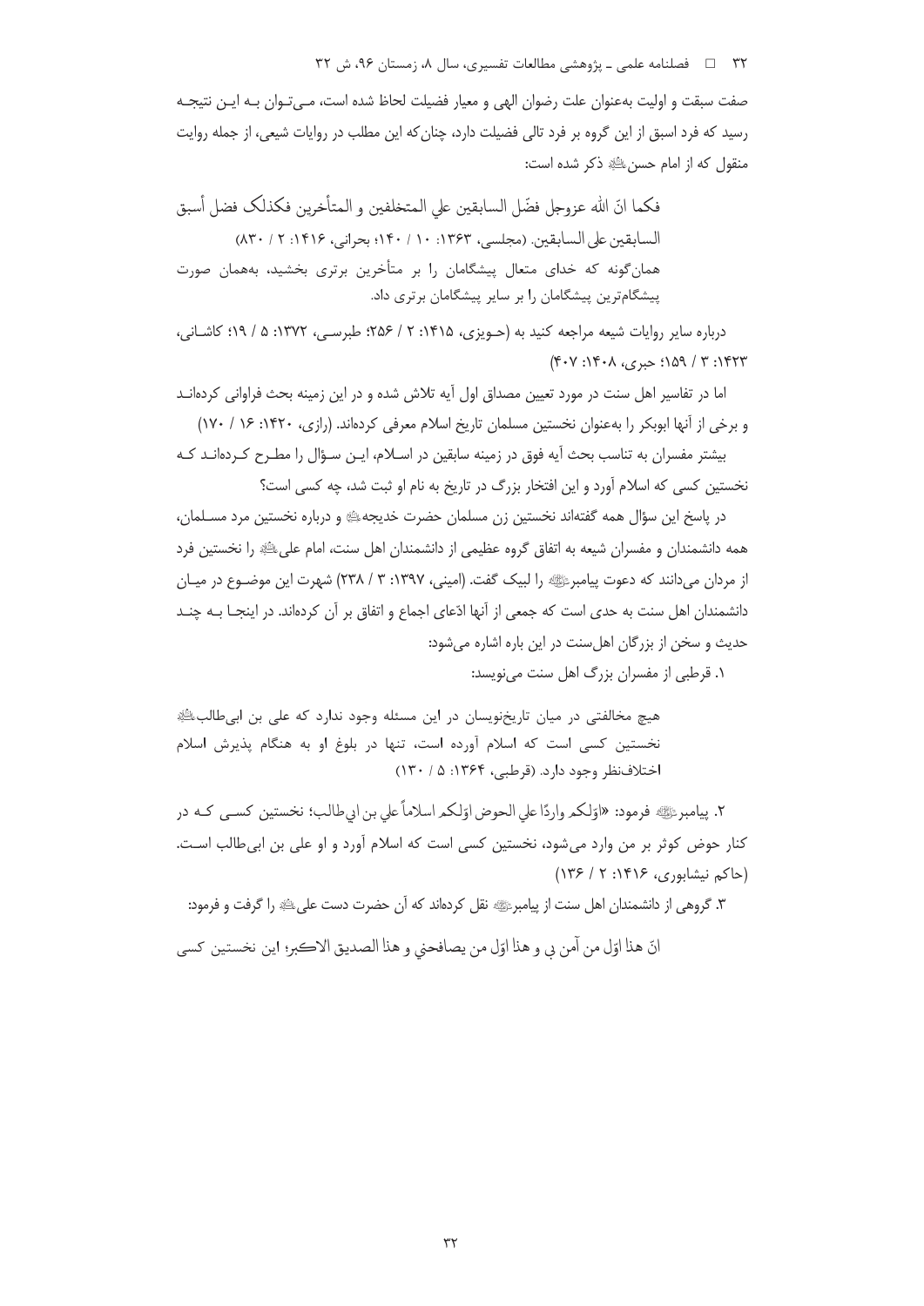صفت سبقت و اولیت به‌عنوان علت رضوان الهی و معیار فضیلت لحاظ شده است، مـی‌تـوان بـه ایـن نتیجـه رسید که فرد اسبق از این گروه بر فرد تالی فضیلت دارد، چنان‌که این مطلب در روایات شیعی، از جمله روایت منقول که از امام حسن علیه‌السلام ذکر شده است:

> فکما انّ الله عزوجل فضّل السابقین علی المتخلفین و المتأخرین فکذلک فضل أسبق السابقین علی السابقین. (مجلسی، ۱۳۶۳: ۱۰ / ۱۴۰؛ بحرانی، ۱۴۱۶: ۲ / ۸۳۰)
>
> همان‌گونه که خدای متعال پیشگامان را بر متأخرین برتری بخشید، به‌همان صورت پیشگام‌ترین پیشگامان را بر سایر پیشگامان برتری داد.

درباره سایر روایات شیعه مراجعه کنید به (حـویزی، ۱۴۱۵: ۲ / ۲۵۶؛ طبرسـی، ۱۳۷۲: ۵ / ۱۹؛ کاشـانی، ۱۴۲۳: ۳ / ۱۵۹؛ حبری، ۱۴۰۸: ۴۰۷)

اما در تفاسیر اهل سنت در مورد تعیین مصداق اول آیه تلاش شده و در این زمینه بحث فراوانی کرده‌انـد و برخی از آنها ابوبکر را به‌عنوان نخستین مسلمان تاریخ اسلام معرفی کرده‌اند. (رازی، ۱۴۲۰: ۱۶ / ۱۷۰)

بیشتر مفسران به تناسب بحث آیه فوق در زمینه سابقین در اسـلام، ایـن سـؤال را مطـرح کـرده‌انـد کـه نخستین کسی که اسلام آورد و این افتخار بزرگ در تاریخ به نام او ثبت شد، چه کسی است؟

در پاسخ این سؤال همه گفته‌اند نخستین زن مسلمان حضرت خدیجه علیهاالسلام و درباره نخستین مرد مسـلمان، همه دانشمندان و مفسران شیعه به اتفاق گروه عظیمی از دانشمندان اهل سنت، امام علی علیه‌السلام را نخستین فرد از مردان می‌دانند که دعوت پیامبر صلی‌الله‌علیه‌وآله را لبیک گفت. (امینی، ۱۳۹۷: ۳ / ۲۳۸) شهرت این موضـوع در میـان دانشمندان اهل سنت به حدی است که جمعی از آنها ادّعای اجماع و اتفاق بر آن کرده‌اند. در اینجـا بـه چنـد حدیث و سخن از بزرگان اهل‌سنت در این باره اشاره می‌شود:

۱. قرطبی از مفسران بزرگ اهل سنت می‌نویسد:

> هیچ مخالفتی در میان تاریخ‌نویسان در این مسئله وجود ندارد که علی بن ابی‌طالب علیه‌السلام نخستین کسی است که اسلام آورده است، تنها در بلوغ او به هنگام پذیرش اسلام اختلاف‌نظر وجود دارد. (قرطبی، ۱۳۶۴: ۵ / ۱۳۰)

۲. پیامبر صلی‌الله‌علیه‌وآله فرمود: «اوّلکم واردًا علی الحوض اوّلکم اسلاماً علی بن ابی‌طالب؛ نخستین کسـی کـه در کنار حوض کوثر بر من وارد می‌شود، نخستین کسی است که اسلام آورد و او علی بن ابی‌طالب اسـت. (حاکم نیشابوری، ۱۴۱۶: ۲ / ۱۳۶)

۳. گروهی از دانشمندان اهل سنت از پیامبر صلی‌الله‌علیه‌وآله نقل کرده‌اند که آن حضرت دست علی علیه‌السلام را گرفت و فرمود:

انّ هذا اوّل من آمن بی و هذا اوّل من یصافحنی و هذا الصدیق الاکبر؛ این نخستین کسی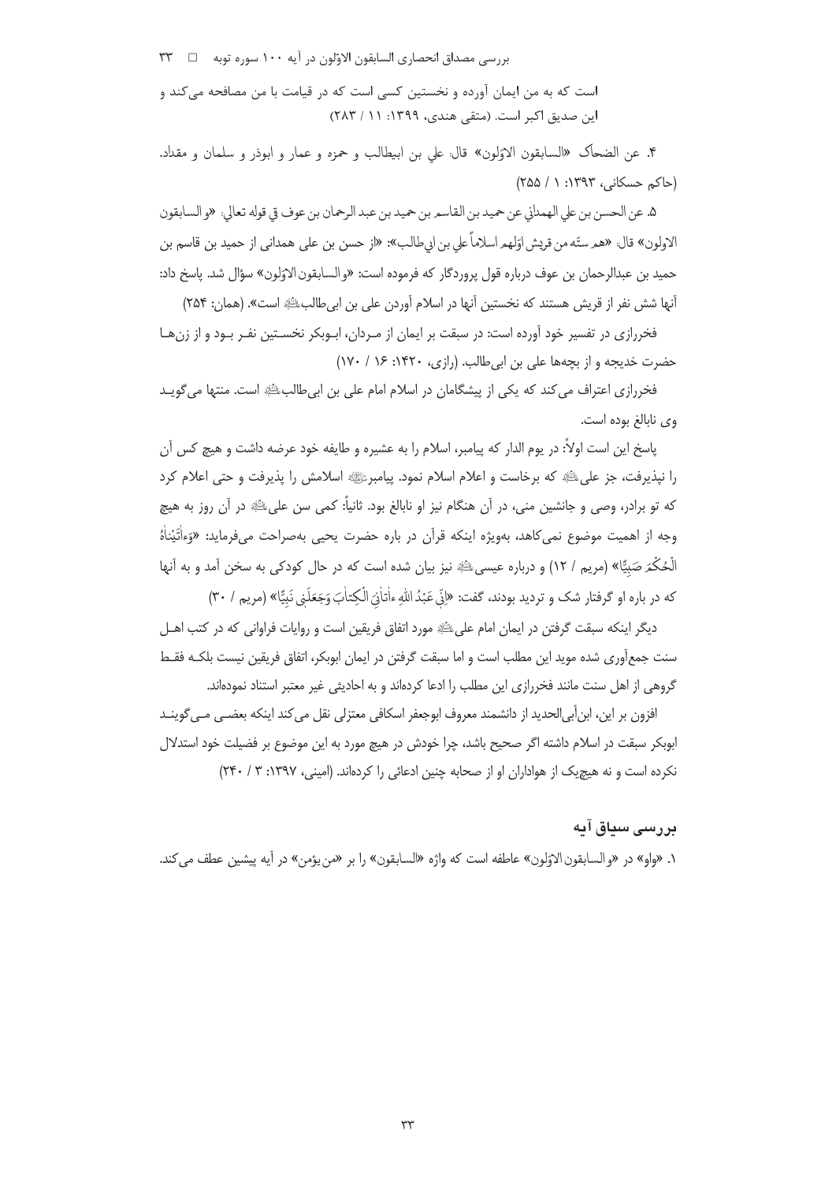است که به من ایمان آورده و نخستین کسی است که در قیامت با من مصافحه می‌کند و این صدیق اکبر است. (متقی هندی، ۱۳۹۹: ۱۱ / ۲۸۳)

۴. عن الضحاک «السابقون الاوّلون» قال: علي بن ابيطالب و حمزه و عمار و ابوذر و سلمان و مقداد. (حاکم حسکانی، ۱۳۹۳: ۱ / ۲۵۵)

۵. عن الحسن بن علي الهمداني عن حميد بن القاسم بن حميد بن عبد الرحمان بن عوف في قوله تعالى: «والسابقون الاولون» قال: «هم ستّه من قريش اوّلهم اسلاماً علي بن ابي‌طالب»: «از حسن بن علی همدانی از حمید بن قاسم بن حمید بن عبدالرحمان بن عوف درباره قول پروردگار که فرموده است: «والسابقون الاوّلون» سؤال شد. پاسخ داد: آنها شش نفر از قریش هستند که نخستین آنها در اسلام آوردن علی بن ابی‌طالب علیه‌السلام است». (همان: ۲۵۴)

فخررازی در تفسیر خود آورده است: در سبقت بر ایمان از مـردان، ابـوبکر نخسـتین نفـر بـود و از زن‌هـا حضرت خدیجه و از بچه‌ها علی بن ابی‌طالب. (رازی، ۱۴۲۰: ۱۶ / ۱۷۰)

فخررازی اعتراف می‌کند که یکی از پیشگامان در اسلام امام علی بن ابی‌طالب علیه‌السلام است. منتها می‌گویـد وی نابالغ بوده است.

پاسخ این است اولاً: در یوم الدار که پیامبر، اسلام را به عشیره و طایفه خود عرضه داشت و هیچ کس آن را نپذیرفت، جز علی علیه‌السلام که برخاست و اعلام اسلام نمود. پیامبر صلی‌الله‌علیه‌وآله اسلامش را پذیرفت و حتی اعلام کرد که تو برادر، وصی و جانشین منی، در آن هنگام نیز او نابالغ بود. ثانیاً: کمی سن علی علیه‌السلام در آن روز به هیچ وجه از اهمیت موضوع نمی‌کاهد، به‌ویژه اینکه قرآن در باره حضرت یحیی به‌صراحت می‌فرماید: «وَءاتَيْناهُ الْحُكْمَ صَبِيًّا» (مریم / ۱۲) و درباره عیسی علیه‌السلام نیز بیان شده است که در حال کودکی به سخن آمد و به آنها که در باره او گرفتار شک و تردید بودند، گفت: «اِنّي عَبْدُ اللهِ ءاتانِيَ الْكِتابَ وَجَعَلَني نَبِيًّا» (مریم / ۳۰)

دیگر اینکه سبقت گرفتن در ایمان امام علی علیه‌السلام مورد اتفاق فریقین است و روایات فراوانی که در کتب اهـل سنت جمع‌آوری شده موید این مطلب است و اما سبقت گرفتن در ایمان ابوبکر، اتفاق فریقین نیست بلکـه فقـط گروهی از اهل سنت مانند فخررازی این مطلب را ادعا کرده‌اند و به احادیثی غیر معتبر استناد نموده‌اند.

افزون بر این، ابن‌أبی‌الحدید از دانشمند معروف ابوجعفر اسکافی معتزلی نقل می‌کند اینکه بعضـی مـی‌گوینـد ابوبکر سبقت در اسلام داشته اگر صحیح باشد، چرا خودش در هیچ مورد به این موضوع بر فضیلت خود استدلال نکرده است و نه هیچ‌یک از هواداران او از صحابه چنین ادعائی را کرده‌اند. (امینی، ۱۳۹۷: ۳ / ۲۴۰)

## بررسی سیاق آیه

۱. «واو» در «والسابقون الاوّلون» عاطفه است که واژه «السابقون» را بر «من یؤمن» در آیه پیشین عطف می‌کند.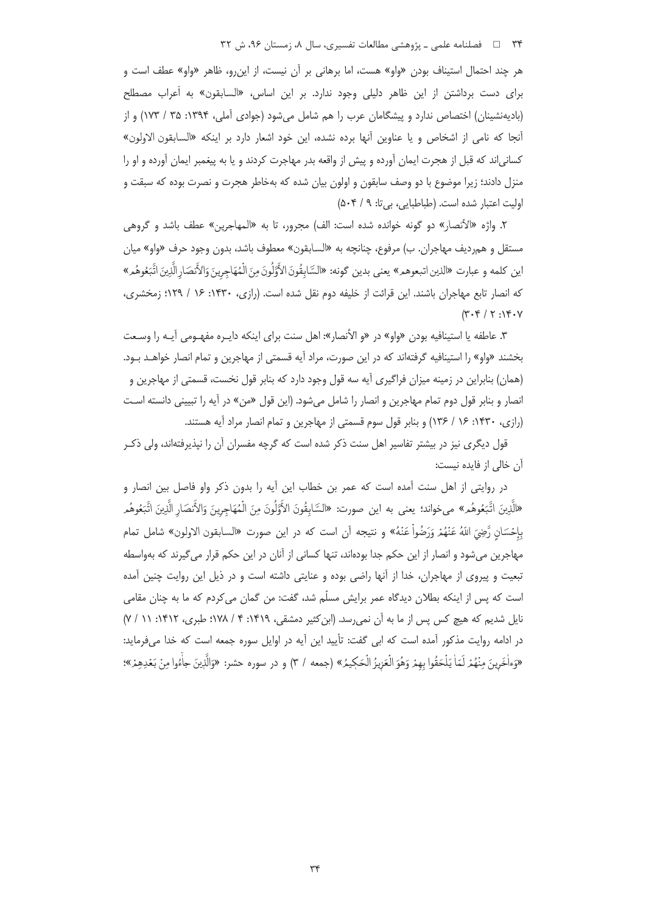هر چند احتمال استیناف بودن «واو» هست، اما برهانی بر آن نیست، از این‌رو، ظاهر «واو» عطف است و برای دست برداشتن از این ظاهر دلیلی وجود ندارد. بر این اساس، «السابقون» به أعراب مصطلح (بادیه‌نشینان) اختصاص ندارد و پیشگامان عرب را هم شامل می‌شود (جوادی آملی، ۱۳۹۴: ۳۵ / ۱۷۳) و از آنجا که نامی از اشخاص و یا عناوین آنها برده نشده، این خود اشعار دارد بر اینکه «السابقون الاولون» کسانی‌اند که قبل از هجرت ایمان آورده و پیش از واقعه بدر مهاجرت کردند و یا به پیغمبر ایمان آورده و او را منزل دادند؛ زیرا موضوع با دو وصف سابقون و اولون بیان شده که به‌خاطر هجرت و نصرت بوده که سبقت و اولیت اعتبار شده است. (طباطبایی، بی‌تا: ۹ / ۵۰۴)

۲. واژه «الأنصار» دو گونه خوانده شده است: الف) مجرور، تا به «المهاجرین» عطف باشد و گروهی مستقل و هم‌ردیف مهاجران. ب) مرفوع، چنانچه به «السابقون» معطوف باشد، بدون وجود حرف «واو» میان این کلمه و عبارت «الذین اتبعوهم» یعنی بدین گونه: «السَّابِقُونَ الأَوَّلُونَ مِنَ الْمُهَاجِرِینَ وَالأَنصَارُ الَّذِینَ اتَّبَعُوهُم» که انصار تابع مهاجران باشند. این قرائت از خلیفه دوم نقل شده است. (رازی، ۱۴۳۰: ۱۶ / ۱۲۹؛ زمخشری، ۱۴۰۷: ۲ / ۳۰۴)

۳. عاطفه یا استینافیه بودن «واو» در «و الأنصار»: اهل سنت برای اینکه دایـره مفهـومی آیـه را وسـعت بخشند «واو» را استینافیه گرفته‌اند که در این صورت، مراد آیه قسمتی از مهاجرین و تمام انصار خواهـد بـود. (همان) بنابراین در زمینه میزان فراگیری آیه سه قول وجود دارد که بنابر قول نخست، قسمتی از مهاجرین و انصار و بنابر قول دوم تمام مهاجرین و انصار را شامل می‌شود. (این قول «من» در آیه را تبیینی دانسته اسـت (رازی، ۱۴۳۰: ۱۶ / ۱۳۶) و بنابر قول سوم قسمتی از مهاجرین و تمام انصار مراد آیه هستند.

قول دیگری نیز در بیشتر تفاسیر اهل سنت ذکر شده است که گرچه مفسران آن را نپذیرفته‌اند، ولی ذکـر آن خالی از فایده نیست:

در روایتی از اهل سنت آمده است که عمر بن خطاب این آیه را بدون ذکر واو فاصل بین انصار و «الَّذِینَ اتَّبَعُوهُم» می‌خواند؛ یعنی به این صورت: «السَّابِقُونَ الأَوَّلُونَ مِنَ الْمُهَاجِرِینَ وَالأَنصَارِ الَّذِینَ اتَّبَعُوهُم بِإِحْسَانٍ رَّضِيَ اللهُ عَنْهُمْ وَرَضُواْ عَنْهُ» و نتیجه آن است که در این صورت «السابقون الاولون» شامل تمام مهاجرین می‌شود و انصار از این حکم جدا بوده‌اند، تنها کسانی از آنان در این حکم قرار می‌گیرند که به‌واسطه تبعیت و پیروی از مهاجران، خدا از آنها راضی بوده و عنایتی داشته است و در ذیل این روایت چنین آمده است که پس از اینکه بطلان دیدگاه عمر برایش مسلّم شد، گفت: من گمان می‌کردم که ما به چنان مقامی نایل شدیم که هیچ کس پس از ما به آن نمی‌رسد. (ابن‌کثیر دمشقی، ۱۴۱۹: ۴ / ۱۷۸؛ طبری، ۱۴۱۲: ۱۱ / ۷) در ادامه روایت مذکور آمده است که ابی گفت: تأیید این آیه در اوایل سوره جمعه است که خدا می‌فرماید: «وَءَاخَرِینَ مِنْهُمْ لَمَّا یَلْحَقُوا بِهِمْ وَهُوَ الْعَزِیزُ الْحَکِیمُ» (جمعه / ۳) و در سوره حشر: «وَالَّذِینَ جاءُوا مِنْ بَعْدِهِمْ»؛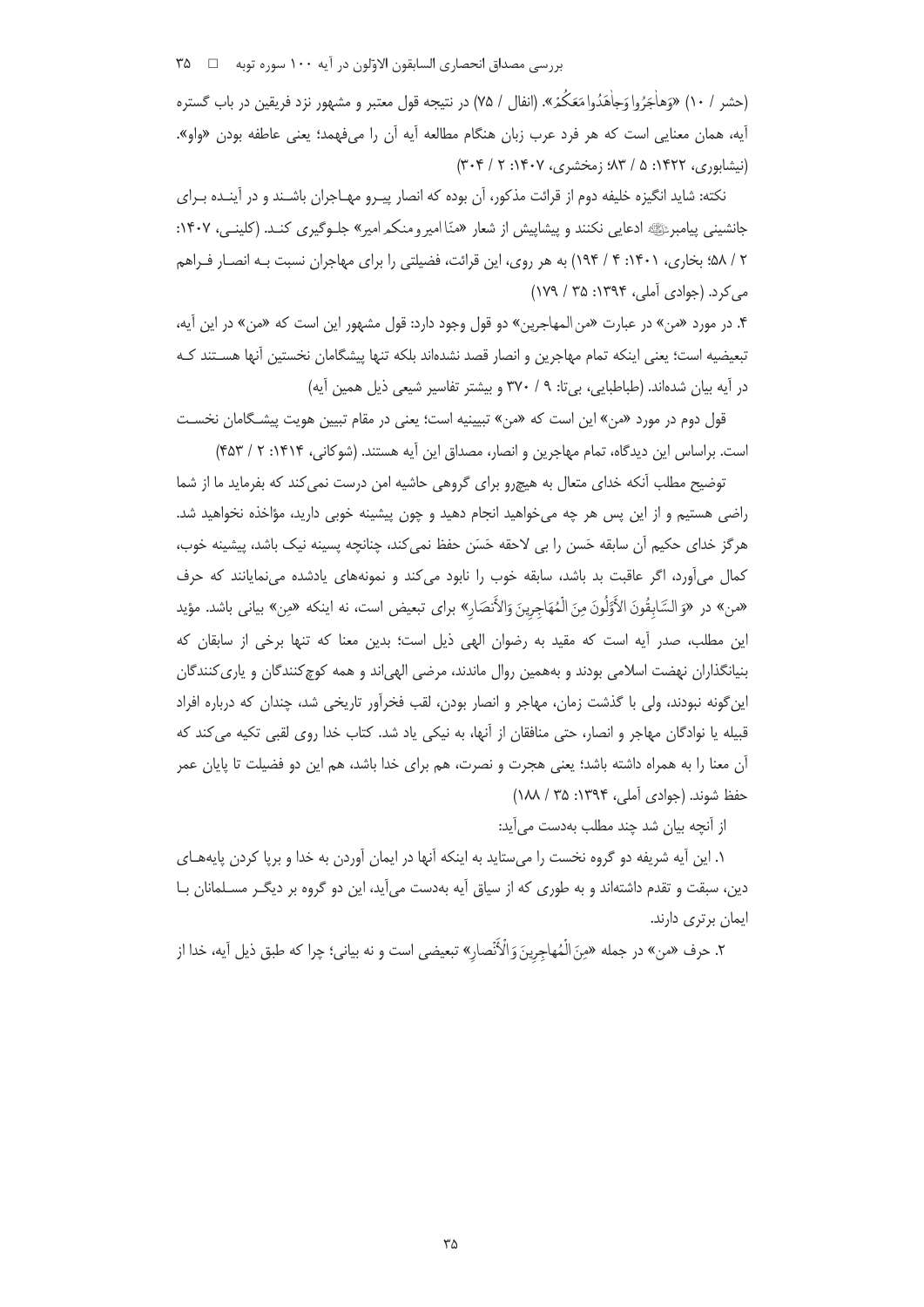(حشر / ۱۰) «وَهاجَرُوا وَجاهَدُوا مَعَكُمْ». (انفال / ۷۵) در نتیجه قول معتبر و مشهور نزد فریقین در باب گستره آیه، همان معنایی است که هر فرد عرب زبان هنگام مطالعه آیه آن را می‌فهمد؛ یعنی عاطفه بودن «واو». (نیشابوری، ۱۴۲۲: ۵ / ۸۳؛ زمخشری، ۱۴۰۷: ۲ / ۳۰۴)

نکته: شاید انگیزه خلیفه دوم از قرائت مذکور، آن بوده که انصار پیرو مهاجران باشند و در آینده برای جانشینی پیامبر ﷺ ادعایی نکنند و پیشاپیش از شعار «منّا امیر ومنکم امیر» جلوگیری کند. (کلینی، ۱۴۰۷: ۲ / ۵۸؛ بخاری، ۱۴۰۱: ۴ / ۱۹۴) به هر روی، این قرائت، فضیلتی را برای مهاجران نسبت به انصار فراهم می‌کرد. (جوادی آملی، ۱۳۹۴: ۳۵ / ۱۷۹)

۴. در مورد «من» در عبارت «من المهاجرین» دو قول وجود دارد: قول مشهور این است که «من» در این آیه، تبعیضیه است؛ یعنی اینکه تمام مهاجرین و انصار قصد نشده‌اند بلکه تنها پیشگامان نخستین آنها هستند که در آیه بیان شده‌اند. (طباطبایی، بی‌تا: ۹ / ۳۷۰ و بیشتر تفاسیر شیعی ذیل همین آیه)

قول دوم در مورد «من» این است که «من» تبیینیه است؛ یعنی در مقام تبیین هویت پیشگامان نخست است. براساس این دیدگاه، تمام مهاجرین و انصار، مصداق این آیه هستند. (شوکانی، ۱۴۱۴: ۲ / ۴۵۳)

توضیح مطلب آنکه خدای متعال به هیچ‌رو برای گروهی حاشیه امن درست نمی‌کند که بفرماید ما از شما راضی هستیم و از این پس هر چه می‌خواهید انجام دهید و چون پیشینه خوبی دارید، مؤاخذه نخواهید شد. هرگز خدای حکیم آن سابقه حَسن را بی لاحقه حَسَن حفظ نمی‌کند، چنانچه پسینه نیک باشد، پیشینه خوب، کمال می‌آورد، اگر عاقبت بد باشد، سابقه خوب را نابود می‌کند و نمونه‌های یادشده می‌نمایانند که حرف «من» در «وَ السَّابِقُونَ الْأَوَّلُونَ مِنَ الْمُهَاجِرِينَ وَالْأَنصَارِ» برای تبعیض است، نه اینکه «مِن» بیانی باشد. مؤید این مطلب، صدر آیه است که مقید به رضوان الهی ذیل است؛ بدین معنا که تنها برخی از سابقان که بنیانگذاران نهضت اسلامی بودند و به‌همین روال ماندند، مرضی الهی‌اند و همه کوچ‌کنندگان و یاری‌کنندگان این‌گونه نبودند، ولی با گذشت زمان، مهاجر و انصار بودن، لقب فخرآور تاریخی شد، چندان که درباره افراد قبیله یا نوادگان مهاجر و انصار، حتی منافقان از آنها، به نیکی یاد شد. کتاب خدا روی لقبی تکیه می‌کند که آن معنا را به همراه داشته باشد؛ یعنی هجرت و نصرت، هم برای خدا باشد، هم این دو فضیلت تا پایان عمر حفظ شوند. (جوادی آملی، ۱۳۹۴: ۳۵ / ۱۸۸)

از آنچه بیان شد چند مطلب به‌دست می‌آید:

۱. این آیه شریفه دو گروه نخست را می‌ستاید به اینکه آنها در ایمان آوردن به خدا و برپا کردن پایه‌های دین، سبقت و تقدم داشته‌اند و به طوری که از سیاق آیه به‌دست می‌آید، این دو گروه بر دیگر مسلمانان با ایمان برتری دارند.

۲. حرف «من» در جمله «مِنَ الْمُهاجِرِينَ وَ الْأَنْصارِ» تبعیضی است و نه بیانی؛ چرا که طبق ذیل آیه، خدا از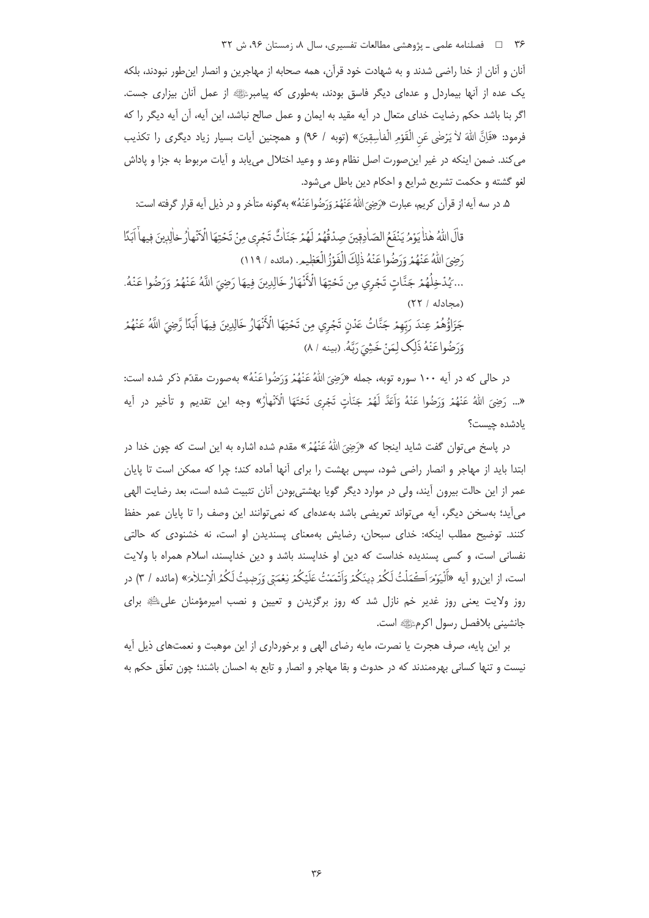آنان و آنان از خدا راضی شدند و به شهادت خود قرآن، همه صحابه از مهاجرین و انصار این‌طور نبودند، بلکه یک عده از آنها بیماردل و عده‌ای دیگر فاسق بودند، به‌طوری که پیامبرﷺ از عمل آنان بیزاری جست. اگر بنا باشد حکم رضایت خدای متعال در آیه مقید به ایمان و عمل صالح نباشد، این آیه، آن آیه دیگر را که فرمود: «فَإِنَّ اللهَ لا یَرْضٰی عَنِ الْقَوْمِ الْفاسِقِینَ» (توبه / ۹۶) و همچنین آیات بسیار زیاد دیگری را تکذیب می‌کند. ضمن اینکه در غیر این‌صورت اصل نظام وعد و وعید اختلال می‌یابد و آیات مربوط به جزا و پاداش لغو گشته و حکمت تشریع شرایع و احکام دین باطل می‌شود.

۵. در سه آیه از قرآن کریم، عبارت «رَضِیَ اللهُ عَنْهُمْ وَرَضُوا عَنْهُ» به‌گونه متأخر و در ذیل آیه قرار گرفته است:

قالَ اللهُ هٰذا یَوْمُ یَنْفَعُ الصّادِقِینَ صِدْقُهُمْ لَهُمْ جَنّاتٌ تَجْرِی مِنْ تَحْتِهَا الْأَنْهارُ خالِدِینَ فِیها أَبَدًا رَضِیَ اللهُ عَنْهُمْ وَرَضُوا عَنْهُ ذٰلِکَ الْفَوْزُ الْعَظِیمُ. (مائده / ۱۱۹)

... یُدْخِلُهُمْ جَنَّاتٍ تَجْرِي مِن تَحْتِهَا الْأَنْهَارُ خَالِدِينَ فِيهَا رَضِيَ اللَّهُ عَنْهُمْ وَرَضُوا عَنْهُ. (مجادله / ۲۲)

جَزَاؤُهُمْ عِندَ رَبِّهِمْ جَنَّاتُ عَدْنٍ تَجْرِي مِن تَحْتِهَا الْأَنْهَارُ خَالِدِينَ فِيهَا أَبَدًا رَّضِيَ اللَّهُ عَنْهُمْ وَرَضُوا عَنْهُ ذَٰلِكَ لِمَنْ خَشِيَ رَبَّهُ. (بینه / ۸)

در حالی که در آیه ۱۰۰ سوره توبه، جمله «رَضِیَ اللهُ عَنْهُمْ وَرَضُوا عَنْهُ» به‌صورت مقدّم ذکر شده است: «... رَضِیَ اللهُ عَنْهُمْ وَرَضُوا عَنْهُ وَأَعَدَّ لَهُمْ جَنّاتٍ تَجْری تَحْتَهَا الْأَنْهارُ» وجه این تقدیم و تأخیر در آیه یادشده چیست؟

در پاسخ می‌توان گفت شاید اینجا که «رَضِیَ اللهُ عَنْهُمْ» مقدم شده اشاره به این است که چون خدا در ابتدا باید از مهاجر و انصار راضی شود، سپس بهشت را برای آنها آماده کند؛ چرا که ممکن است تا پایان عمر از این حالت بیرون آیند، ولی در موارد دیگر گویا بهشتی‌بودن آنان تثبیت شده است، بعد رضایت الهی می‌آید؛ به‌سخن دیگر، آیه می‌تواند تعریضی باشد به‌عده‌ای که نمی‌توانند این وصف را تا پایان عمر حفظ کنند. توضیح مطلب اینکه: خدای سبحان، رضایش به‌معنای پسندیدن او است، نه خشنودی که حالتی نفسانی است، و کسی پسندیده خداست که دین او خداپسند باشد و دین خداپسند، اسلام همراه با ولایت است، از این‌رو آیه «اَلْیَوْمَ اَکْمَلْتُ لَکُمْ دِینَکُمْ وَاَتْمَمْتُ عَلَیْکُمْ نِعْمَتِی وَرَضِیتُ لَکُمُ الْإِسْلامَ» (مائده / ۳) در روز ولایت یعنی روز غدیر خم نازل شد که روز برگزیدن و تعیین و نصب امیرمؤمنان علی‌ؑ برای جانشینی بلافصل رسول اکرمﷺ است.

بر این پایه، صرف هجرت یا نصرت، مایه رضای الهی و برخورداری از این موهبت و نعمت‌های ذیل آیه نیست و تنها کسانی بهره‌مندند که در حدوث و بقا مهاجر و انصار و تابع به احسان باشند؛ چون تعلّق حکم به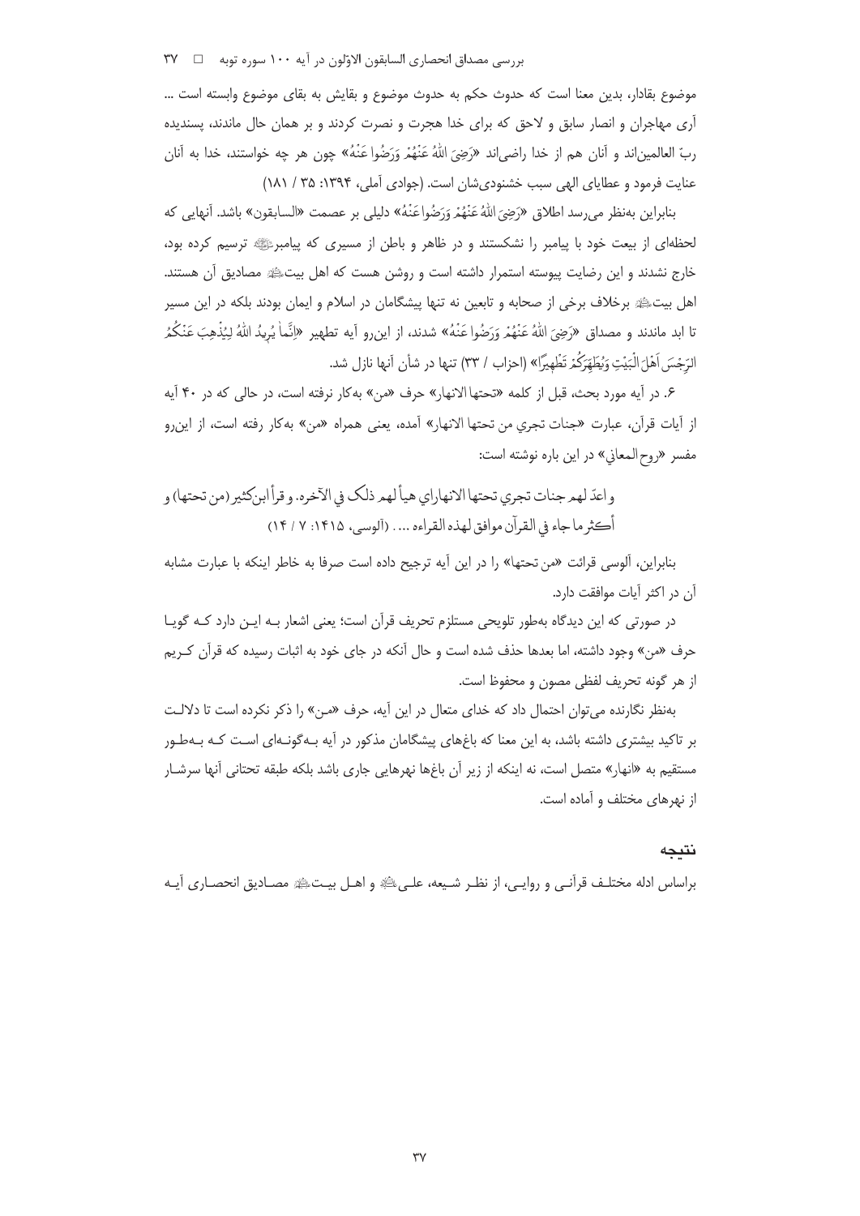موضوع بقادار، بدین معنا است که حدوث حکم به حدوث موضوع و بقایش به بقای موضوع وابسته است ... آری مهاجران و انصار سابق و لاحق که برای خدا هجرت و نصرت کردند و بر همان حال ماندند، پسندیده ربّ العالمین‌اند و آنان هم از خدا راضی‌اند «رَضِيَ اللّٰهُ عَنْهُمْ وَرَضُوا عَنْهُ» چون هر چه خواستند، خدا به آنان عنایت فرمود و عطایای الهی سبب خشنودی‌شان است. (جوادی آملی، ۱۳۹۴: ۳۵ / ۱۸۱)

بنابراین به‌نظر می‌رسد اطلاق «رَضِيَ اللّٰهُ عَنْهُمْ وَرَضُوا عَنْهُ» دلیلی بر عصمت «السابقون» باشد. آنهایی که لحظه‌ای از بیعت خود با پیامبر را نشکستند و در ظاهر و باطن از مسیری که پیامبر ترسیم کرده بود، خارج نشدند و این رضایت پیوسته استمرار داشته است و روشن هست که اهل بیت مصادیق آن هستند. اهل بیت برخلاف برخی از صحابه و تابعین نه تنها پیشگامان در اسلام و ایمان بودند بلکه در این مسیر تا ابد ماندند و مصداق «رَضِيَ اللّٰهُ عَنْهُمْ وَرَضُوا عَنْهُ» شدند، از این‌رو آیه تطهیر «إِنَّمَا يُرِيدُ اللّٰهُ لِيُذْهِبَ عَنْكُمُ الرِّجْسَ أَهْلَ الْبَيْتِ وَيُطَهِّرَكُمْ تَطْهِيرًا» (احزاب / ۳۳) تنها در شأن آنها نازل شد.

۶. در آیه مورد بحث، قبل از کلمه «تحتها الانهار» حرف «من» به‌کار نرفته است، در حالی که در ۴۰ آیه از آیات قرآن، عبارت «جنات تجري من تحتها الانهار» آمده، یعنی همراه «من» به‌کار رفته است، از این‌رو مفسر «روح المعاني» در این باره نوشته است:

> و اعدّ لهم جنات تجري تحتها الانهار اي هيأ لهم ذلک في الآخره. و قرأ ابن‌کثير (من تحتها) و أكثر ما جاء في القرآن موافق لهذه القراءه ... . (آلوسی، ۱۴۱۵: ۷ / ۱۴)

بنابراین، آلوسی قرائت «من تحتها» را در این آیه ترجیح داده است صرفا به خاطر اینکه با عبارت مشابه آن در اکثر آیات موافقت دارد.

در صورتی که این دیدگاه به‌طور تلویحی مستلزم تحریف قرآن است؛ یعنی اشعار بـه ایـن دارد کـه گویـا حرف «من» وجود داشته، اما بعدها حذف شده است و حال آنکه در جای خود به اثبات رسیده که قرآن کـریم از هر گونه تحریف لفظی مصون و محفوظ است.

به‌نظر نگارنده می‌توان احتمال داد که خدای متعال در این آیه، حرف «مـن» را ذکر نکرده است تا دلالـت بر تاکید بیشتری داشته باشد، به این معنا که باغ‌های پیشگامان مذکور در آیه بـه‌گونـه‌ای اسـت کـه بـه‌طـور مستقیم به «انهار» متصل است، نه اینکه از زیر آن باغ‌ها نهرهایی جاری باشد بلکه طبقه تحتانی آنها سرشـار از نهرهای مختلف و آماده است.

## نتیجه

براساس ادله مختلـف قرآنـی و روایـی، از نظـر شـیعه، علـی و اهـل بیـت مصـادیق انحصـاری آیـه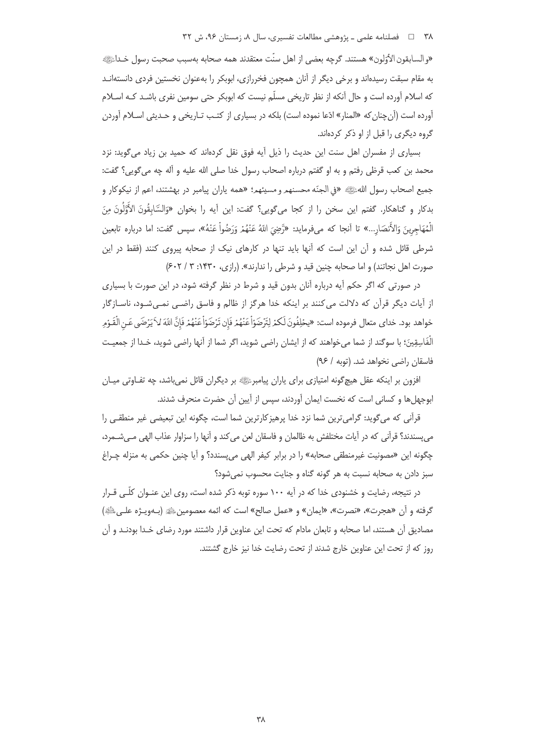«والسابقون الأوّلون» هستند. گرچه بعضی از اهل سنّت معتقدند همه صحابه به‌سبب صحبت رسول خدا به مقام سبقت رسیده‌اند و برخی دیگر از آنان همچون فخررازی، ابوبکر را به‌عنوان نخستین فردی دانسته‌اند که اسلام آورده است و حال آنکه از نظر تاریخی مسلّم نیست که ابوبکر حتی سومین نفری باشد کـه اسـلام آورده است (آن‌چنان‌که «المنار» ادّعا نموده است) بلکه در بسیاری از کتب تـاریخی و حـدیثی اسـلام آوردن گروه دیگری را قبل از او ذکر کرده‌اند.

بسیاری از مفسران اهل سنت این حدیث را ذیل آیه فوق نقل کرده‌اند که حمید بن زیاد می‌گوید: نزد محمد بن کعب قرظی رفتم و به او گفتم درباره اصحاب رسول خدا صلی الله علیه و آله چه می‌گویی؟ گفت: جمیع اصحاب رسول الله «في الجنّه محسنهم و مسیئهم؛ «همه یاران پیامبر در بهشتند، اعم از نیکوکار و بدکار و گناهکار. گفتم این سخن را از کجا می‌گویی؟ گفت: این آیه را بخوان «وَالسَّابِقُونَ الأَوَّلُونَ مِنَ الْمُهَاجِرِينَ وَالأَنصَارِ...» تا آنجا که می‌فرماید: «رَّضِيَ اللهُ عَنْهُمْ وَرَضُواْ عَنْهُ»، سپس گفت: اما درباره تابعین شرطی قائل شده و آن این است که آنها باید تنها در کارهای نیک از صحابه پیروی کنند (فقط در این صورت اهل نجاتند) و اما صحابه چنین قید و شرطی را ندارند». (رازی، ۱۴۳۰: ۳ / ۶۰۲)

در صورتی که اگر حکم آیه درباره آنان بدون قید و شرط در نظر گرفته شود، در این صورت با بسیاری از آیات دیگر قرآن که دلالت می‌کنند بر اینکه خدا هرگز از ظالم و فاسق راضـی نمـی‌شـود، ناسـازگار خواهد بود. خدای متعال فرموده است: «يَحْلِفُونَ لَكُمْ لِتَرْضَوْاْ عَنْهُمْ فَإِن تَرْضَوْاْ عَنْهُمْ فَإِنَّ اللهَ لاَ يَرْضَى عَنِ الْقَوْمِ الْفَاسِقِينَ؛ با سوگند از شما می‌خواهند که از ایشان راضی شوید، اگر شما از آنها راضی شوید، خـدا از جمعیـت فاسقان راضی نخواهد شد. (توبه / ۹۶)

افزون بر اینکه عقل هیچ‌گونه امتیازی برای یاران پیامبر بر دیگران قائل نمی‌باشد، چه تفـاوتی میـان ابوجهل‌ها و کسانی است که نخست ایمان آوردند، سپس از آیین آن حضرت منحرف شدند.

قرآنی که می‌گوید: گرامی‌ترین شما نزد خدا پرهیزکارترین شما است، چگونه این تبعیضی غیر منطقـی را می‌پسندند؟ قرآنی که در آیات مختلفش به ظالمان و فاسقان لعن می‌کند و آنها را سزاوار عذاب الهی مـی‌شـمرد، چگونه این «مصونیت غیرمنطقی صحابه» را در برابر کیفر الهی می‌پسندد؟ و آیا چنین حکمی به منزله چـراغ سبز دادن به صحابه نسبت به هر گونه گناه و جنایت محسوب نمی‌شود؟

در نتیجه، رضایت و خشنودی خدا که در آیه ۱۰۰ سوره توبه ذکر شده است، روی این عنـوان کلّـی قـرار گرفته و آن «هجرت»، «نصرت»، «ایمان» و «عمل صالح» است که ائمه معصومین (بـه‌ویـژه علـی) مصادیق آن هستند، اما صحابه و تابعان مادام که تحت این عناوین قرار داشتند مورد رضای خـدا بودنـد و آن روز که از تحت این عناوین خارج شدند از تحت رضایت خدا نیز خارج گشتند.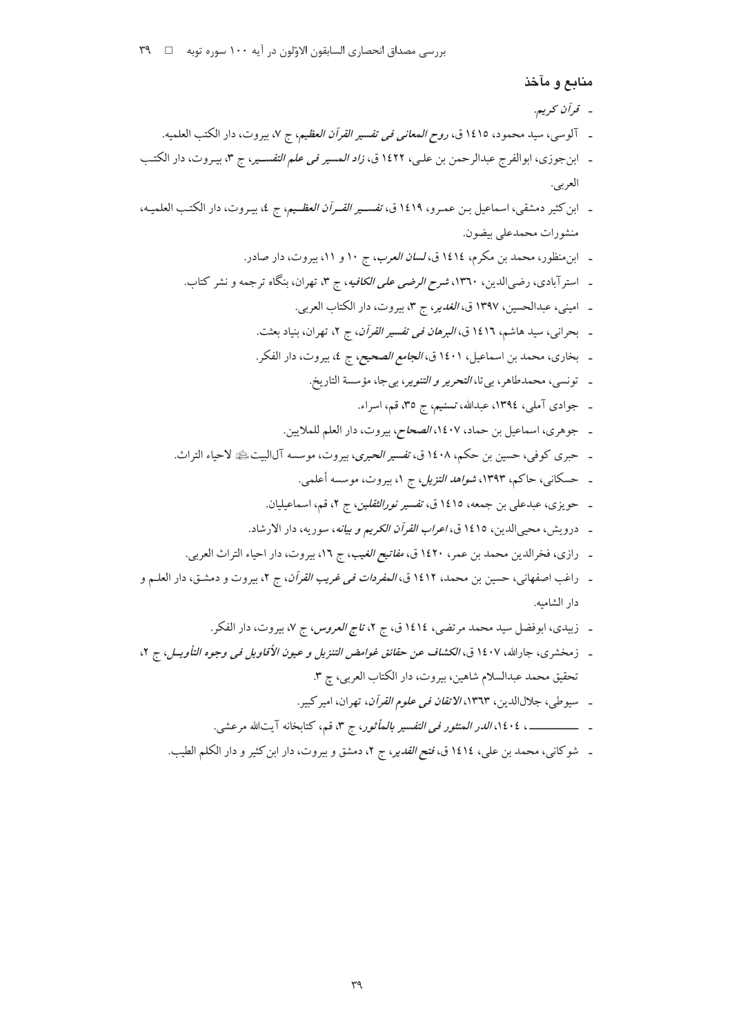## منابع و مآخذ

- *قرآن کریم.*
- آلوسی، سید محمود، ١٤١٥ ق، *روح المعانی فی تفسیر القرآن العظیم*، ج ٧، بیروت، دار الکتب العلمیه.
- ابن‌جوزی، ابوالفرج عبدالرحمن بن علی، ١٤٢٢ ق، *زاد المسیر فی علم التفسیر*، ج ٣، بیروت، دار الکتب العربی.
- ابن‌کثیر دمشقی، اسماعیل بن عمرو، ١٤١٩ ق، *تفسیر القرآن العظیم*، ج ٤، بیروت، دار الکتب العلمیه، منشورات محمدعلی بیضون.
- ابن‌منظور، محمد بن مکرم، ١٤١٤ ق، *لسان العرب*، ج ١٠ و ١١، بیروت، دار صادر.
- استرآبادی، رضی‌الدین، ١٣٦٠، *شرح الرضی علی الکافیه*، ج ٣، تهران، بنگاه ترجمه و نشر کتاب.
- امینی، عبدالحسین، ١٣٩٧ ق، *الغدیر*، ج ٣، بیروت، دار الکتاب العربی.
- بحرانی، سید هاشم، ١٤١٦ ق، *البرهان فی تفسیر القرآن*، ج ٢، تهران، بنیاد بعثت.
- بخاری، محمد بن اسماعیل، ١٤٠١ ق، *الجامع الصحیح*، ج ٤، بیروت، دار الفکر.
- تونسی، محمدطاهر، بی‌تا، *التحریر و التنویر*، بی‌جا، مؤسسة التاریخ.
- جوادی آملی، ١٣٩٤، عبدالله، *تسنیم*، ج ٣٥، قم، اسراء.
- جوهری، اسماعیل بن حماد، ١٤٠٧، *الصحاح*، بیروت، دار العلم للملایین.
- حبری کوفی، حسین بن حکم، ١٤٠٨ ق، *تفسیر الحبری*، بیروت، موسسه آل‌البیت ﷺ لاحیاء التراث.
- حسکانی، حاکم، ١٣٩٣، *شواهد التنزیل*، ج ١، بیروت، موسسه أعلمی.
- حویزی، عبدعلی بن جمعه، ١٤١٥ ق، *تفسیر نورالثقلین*، ج ٢، قم، اسماعیلیان.
- درویش، محیی‌الدین، ١٤١٥ ق، *اعراب القرآن الکریم و بیانه*، سوریه، دار الارشاد.
- رازی، فخرالدین محمد بن عمر، ١٤٢٠ ق، *مفاتیح الغیب*، ج ١٦، بیروت، دار احیاء التراث العربی.
- راغب اصفهانی، حسین بن محمد، ١٤١٢ ق، *المفردات فی غریب القرآن*، ج ٢، بیروت و دمشق، دار العلم و دار الشامیه.
- زبیدی، ابوفضل سید محمد مرتضی، ١٤١٤ ق، ج ٢، *تاج العروس*، ج ٧، بیروت، دار الفکر.
- زمخشری، جارالله، ١٤٠٧ ق، *الکشاف عن حقائق غوامض التنزیل و عیون الأقاویل فی وجوه التأویل*، ج ٢، تحقیق محمد عبدالسلام شاهین، بیروت، دار الکتاب العربی، چ ٣.
- سیوطی، جلال‌الدین، ١٣٦٣، *الاتقان فی علوم القرآن*، تهران، امیرکبیر.
- ـــــــــــــ، ١٤٠٤، *الدر المنثور فی التفسیر بالمأثور*، ج ٣، قم، کتابخانه آیت‌الله مرعشی.
- شوکانی، محمد بن علی، ١٤١٤ ق، *فتح القدیر*، ج ٢، دمشق و بیروت، دار ابن‌کثیر و دار الکلم الطیب.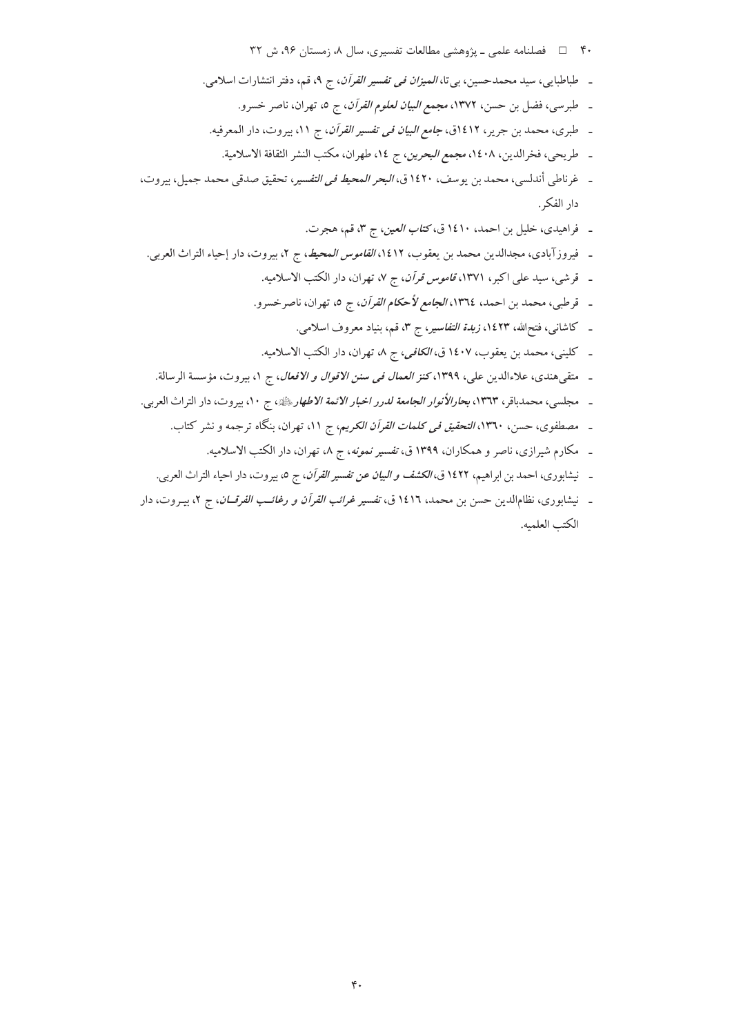- طباطبایی، سید محمدحسین، بی تا، *المیزان فی تفسیر القرآن*، ج ۹، قم، دفتر انتشارات اسلامی.
- طبرسی، فضل بن حسن، ۱۳۷۲، *مجمع البیان لعلوم القرآن*، ج ٥، تهران، ناصر خسرو.
- طبری، محمد بن جریر، ١٤١٢ق، *جامع البیان فی تفسیر القرآن*، ج ۱۱، بیروت، دار المعرفه.
- طریحی، فخرالدین، ١٤٠٨، *مجمع البحرین*، ج ١٤، طهران، مکتب النشر الثقافة الاسلامیة.
- غرناطی أندلسی، محمد بن یوسف، ١٤٢٠ ق، *البحر المحیط فی التفسیر*، تحقیق صدقی محمد جمیل، بیروت، دار الفکر.
- فراهیدی، خلیل بن احمد، ١٤١٠ ق، *کتاب العین*، ج ۳، قم، هجرت.
- فیروزآبادی، مجدالدین محمد بن یعقوب، ١٤١٢، *القاموس المحیط*، ج ۲، بیروت، دار إحیاء التراث العربی.
- قرشی، سید علی اکبر، ۱۳۷۱، *قاموس قرآن*، ج ۷، تهران، دار الکتب الاسلامیه.
- قرطبی، محمد بن احمد، ١٣٦٤، *الجامع لأحکام القرآن*، ج ٥، تهران، ناصرخسرو.
- کاشانی، فتح‌الله، ١٤٢٣، *زبدة التفاسیر*، ج ۳، قم، بنیاد معروف اسلامی.
- کلینی، محمد بن یعقوب، ١٤٠٧ ق، *الکافی*، ج ۸، تهران، دار الکتب الاسلامیه.
- متقی‌هندی، علاءالدین علی، ۱۳۹۹، *کنز العمال فی سنن الاقوال و الافعال*، ج ۱، بیروت، مؤسسة الرسالة.
- مجلسی، محمدباقر، ١٣٦٣، *بحارالأنوار الجامعة لدرر اخبار الائمة الاطهار*ﷺ، ج ۱۰، بیروت، دار التراث العربی.
- مصطفوی، حسن، ١٣٦٠، *التحقیق فی کلمات القرآن الکریم*، ج ۱۱، تهران، بنگاه ترجمه و نشر کتاب.
- مکارم شیرازی، ناصر و همکاران، ۱۳۹۹ ق، *تفسیر نمونه*، ج ۸، تهران، دار الکتب الاسلامیه.
- نیشابوری، احمد بن ابراهیم، ١٤٢٢ ق، *الکشف و البیان عن تفسیر القرآن*، ج ٥، بیروت، دار احیاء التراث العربی.
- نیشابوری، نظام‌الدین حسن بن محمد، ١٤١٦ ق، *تفسیر غرائب القرآن و رغائب الفرقان*، ج ۲، بیروت، دار الکتب العلمیه.